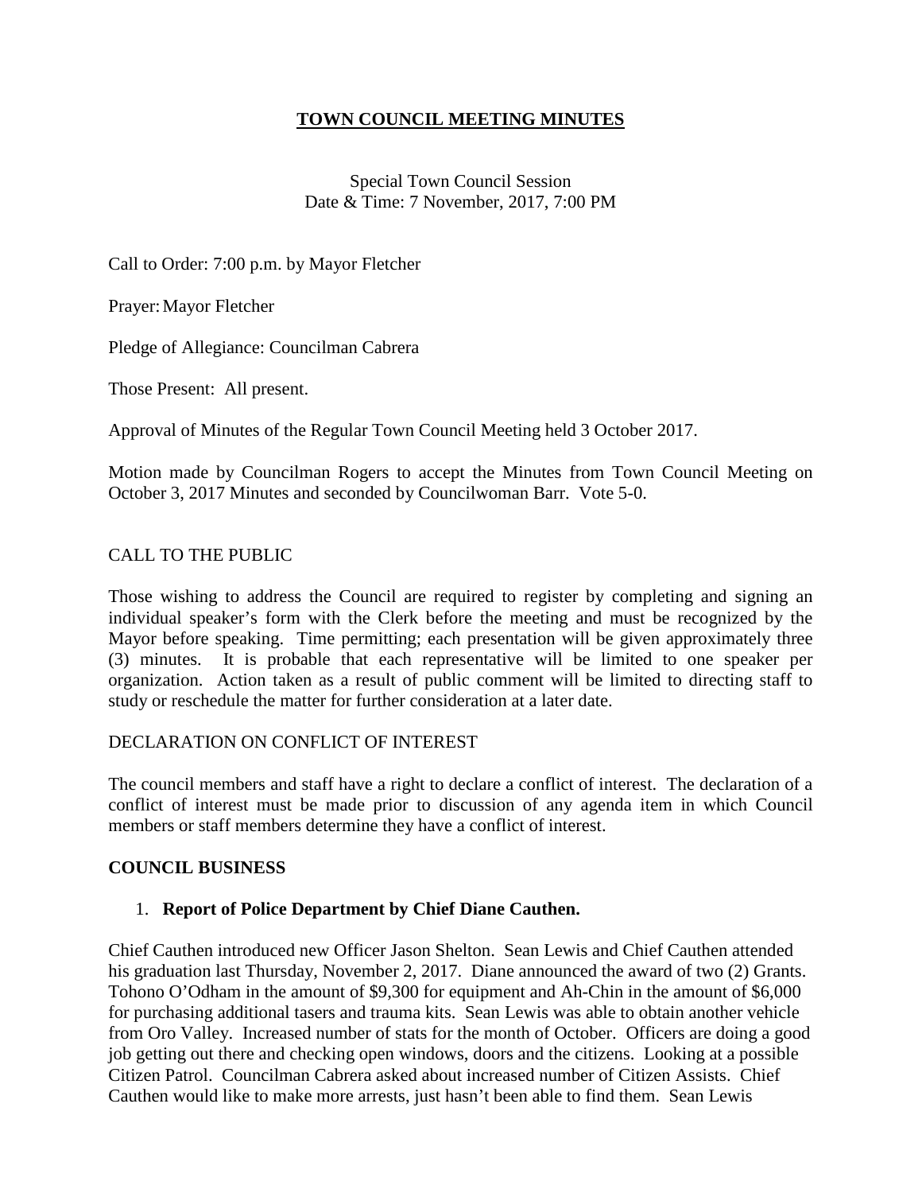# TOWN COUNCIL MEETING MINUTES

Special Town Council Session
Date & Time: 7 November, 2017, 7:00 PM

Call to Order: 7:00 p.m. by Mayor Fletcher

Prayer: Mayor Fletcher

Pledge of Allegiance: Councilman Cabrera

Those Present: All present.

Approval of Minutes of the Regular Town Council Meeting held 3 October 2017.

Motion made by Councilman Rogers to accept the Minutes from Town Council Meeting on October 3, 2017 Minutes and seconded by Councilwoman Barr. Vote 5-0.

## CALL TO THE PUBLIC

Those wishing to address the Council are required to register by completing and signing an individual speaker's form with the Clerk before the meeting and must be recognized by the Mayor before speaking. Time permitting; each presentation will be given approximately three (3) minutes. It is probable that each representative will be limited to one speaker per organization. Action taken as a result of public comment will be limited to directing staff to study or reschedule the matter for further consideration at a later date.

## DECLARATION ON CONFLICT OF INTEREST

The council members and staff have a right to declare a conflict of interest. The declaration of a conflict of interest must be made prior to discussion of any agenda item in which Council members or staff members determine they have a conflict of interest.

## COUNCIL BUSINESS

1. **Report of Police Department by Chief Diane Cauthen.**

Chief Cauthen introduced new Officer Jason Shelton. Sean Lewis and Chief Cauthen attended his graduation last Thursday, November 2, 2017. Diane announced the award of two (2) Grants. Tohono O'Odham in the amount of $9,300 for equipment and Ah-Chin in the amount of $6,000 for purchasing additional tasers and trauma kits. Sean Lewis was able to obtain another vehicle from Oro Valley. Increased number of stats for the month of October. Officers are doing a good job getting out there and checking open windows, doors and the citizens. Looking at a possible Citizen Patrol. Councilman Cabrera asked about increased number of Citizen Assists. Chief Cauthen would like to make more arrests, just hasn't been able to find them. Sean Lewis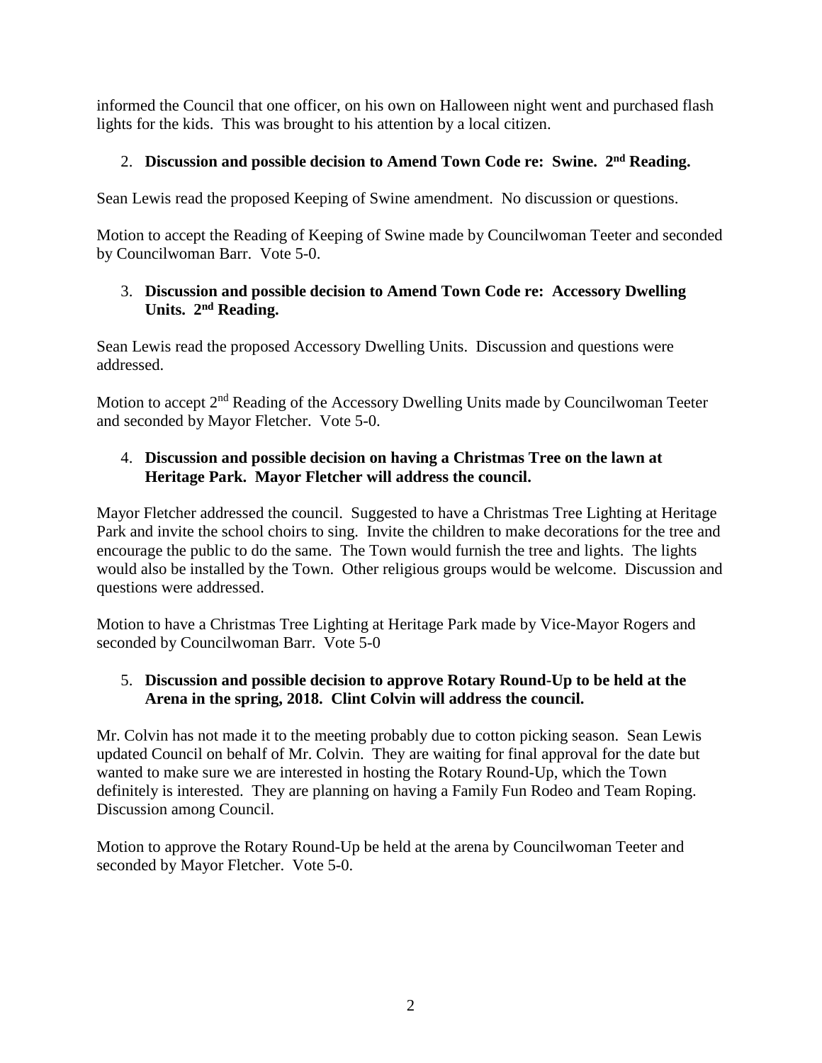informed the Council that one officer, on his own on Halloween night went and purchased flash lights for the kids. This was brought to his attention by a local citizen.

2. **Discussion and possible decision to Amend Town Code re: Swine. 2nd Reading.**

Sean Lewis read the proposed Keeping of Swine amendment. No discussion or questions.

Motion to accept the Reading of Keeping of Swine made by Councilwoman Teeter and seconded by Councilwoman Barr. Vote 5-0.

3. **Discussion and possible decision to Amend Town Code re: Accessory Dwelling Units. 2nd Reading.**

Sean Lewis read the proposed Accessory Dwelling Units. Discussion and questions were addressed.

Motion to accept 2nd Reading of the Accessory Dwelling Units made by Councilwoman Teeter and seconded by Mayor Fletcher. Vote 5-0.

4. **Discussion and possible decision on having a Christmas Tree on the lawn at Heritage Park. Mayor Fletcher will address the council.**

Mayor Fletcher addressed the council. Suggested to have a Christmas Tree Lighting at Heritage Park and invite the school choirs to sing. Invite the children to make decorations for the tree and encourage the public to do the same. The Town would furnish the tree and lights. The lights would also be installed by the Town. Other religious groups would be welcome. Discussion and questions were addressed.

Motion to have a Christmas Tree Lighting at Heritage Park made by Vice-Mayor Rogers and seconded by Councilwoman Barr. Vote 5-0

5. **Discussion and possible decision to approve Rotary Round-Up to be held at the Arena in the spring, 2018. Clint Colvin will address the council.**

Mr. Colvin has not made it to the meeting probably due to cotton picking season. Sean Lewis updated Council on behalf of Mr. Colvin. They are waiting for final approval for the date but wanted to make sure we are interested in hosting the Rotary Round-Up, which the Town definitely is interested. They are planning on having a Family Fun Rodeo and Team Roping. Discussion among Council.

Motion to approve the Rotary Round-Up be held at the arena by Councilwoman Teeter and seconded by Mayor Fletcher. Vote 5-0.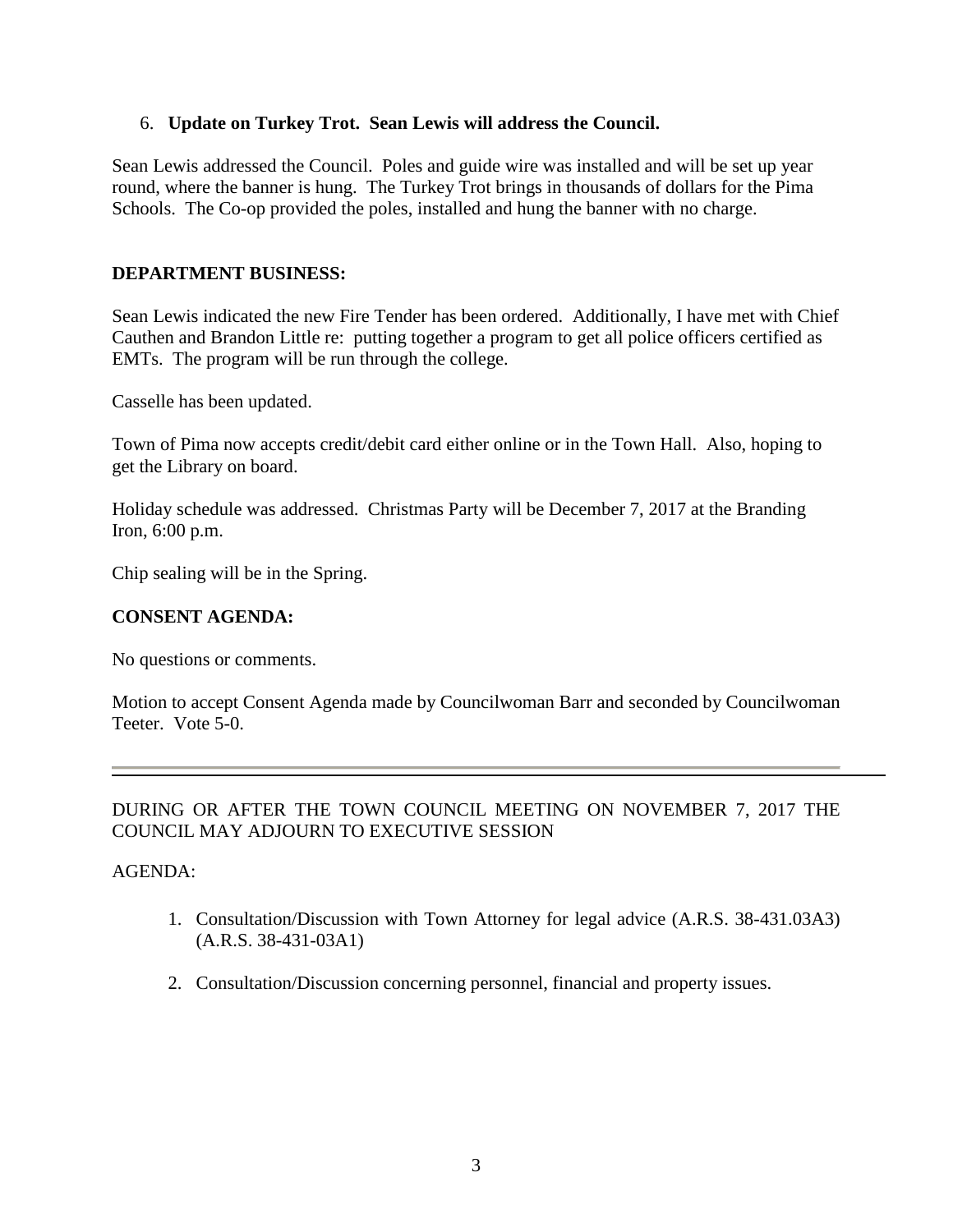6. **Update on Turkey Trot. Sean Lewis will address the Council.**

Sean Lewis addressed the Council. Poles and guide wire was installed and will be set up year round, where the banner is hung. The Turkey Trot brings in thousands of dollars for the Pima Schools. The Co-op provided the poles, installed and hung the banner with no charge.

**DEPARTMENT BUSINESS:**

Sean Lewis indicated the new Fire Tender has been ordered. Additionally, I have met with Chief Cauthen and Brandon Little re: putting together a program to get all police officers certified as EMTs. The program will be run through the college.

Casselle has been updated.

Town of Pima now accepts credit/debit card either online or in the Town Hall. Also, hoping to get the Library on board.

Holiday schedule was addressed. Christmas Party will be December 7, 2017 at the Branding Iron, 6:00 p.m.

Chip sealing will be in the Spring.

**CONSENT AGENDA:**

No questions or comments.

Motion to accept Consent Agenda made by Councilwoman Barr and seconded by Councilwoman Teeter. Vote 5-0.

---

DURING OR AFTER THE TOWN COUNCIL MEETING ON NOVEMBER 7, 2017 THE COUNCIL MAY ADJOURN TO EXECUTIVE SESSION

AGENDA:

1. Consultation/Discussion with Town Attorney for legal advice (A.R.S. 38-431.03A3) (A.R.S. 38-431-03A1)

2. Consultation/Discussion concerning personnel, financial and property issues.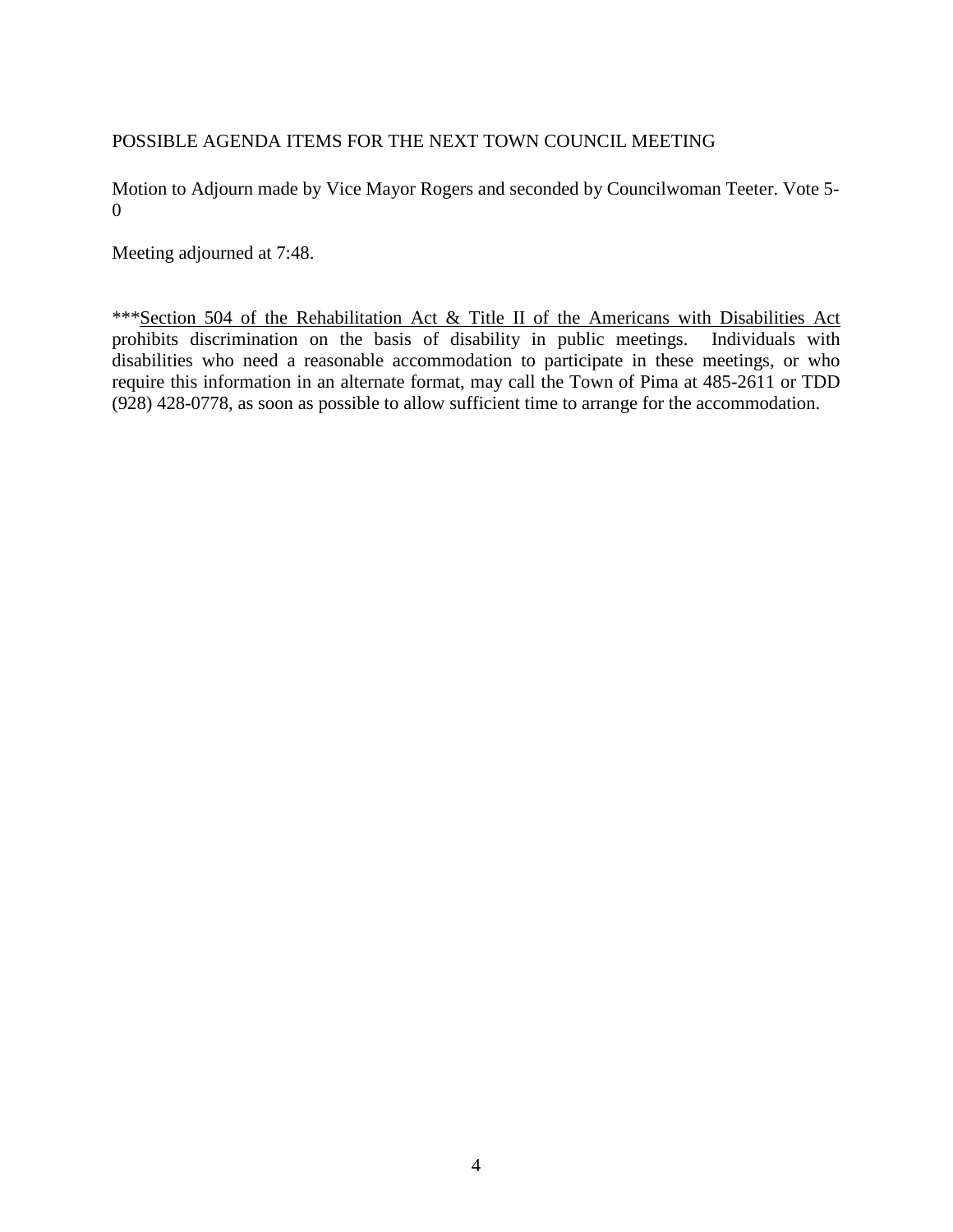POSSIBLE AGENDA ITEMS FOR THE NEXT TOWN COUNCIL MEETING

Motion to Adjourn made by Vice Mayor Rogers and seconded by Councilwoman Teeter. Vote 5-0

Meeting adjourned at 7:48.

***Section 504 of the Rehabilitation Act & Title II of the Americans with Disabilities Act prohibits discrimination on the basis of disability in public meetings. Individuals with disabilities who need a reasonable accommodation to participate in these meetings, or who require this information in an alternate format, may call the Town of Pima at 485-2611 or TDD (928) 428-0778, as soon as possible to allow sufficient time to arrange for the accommodation.